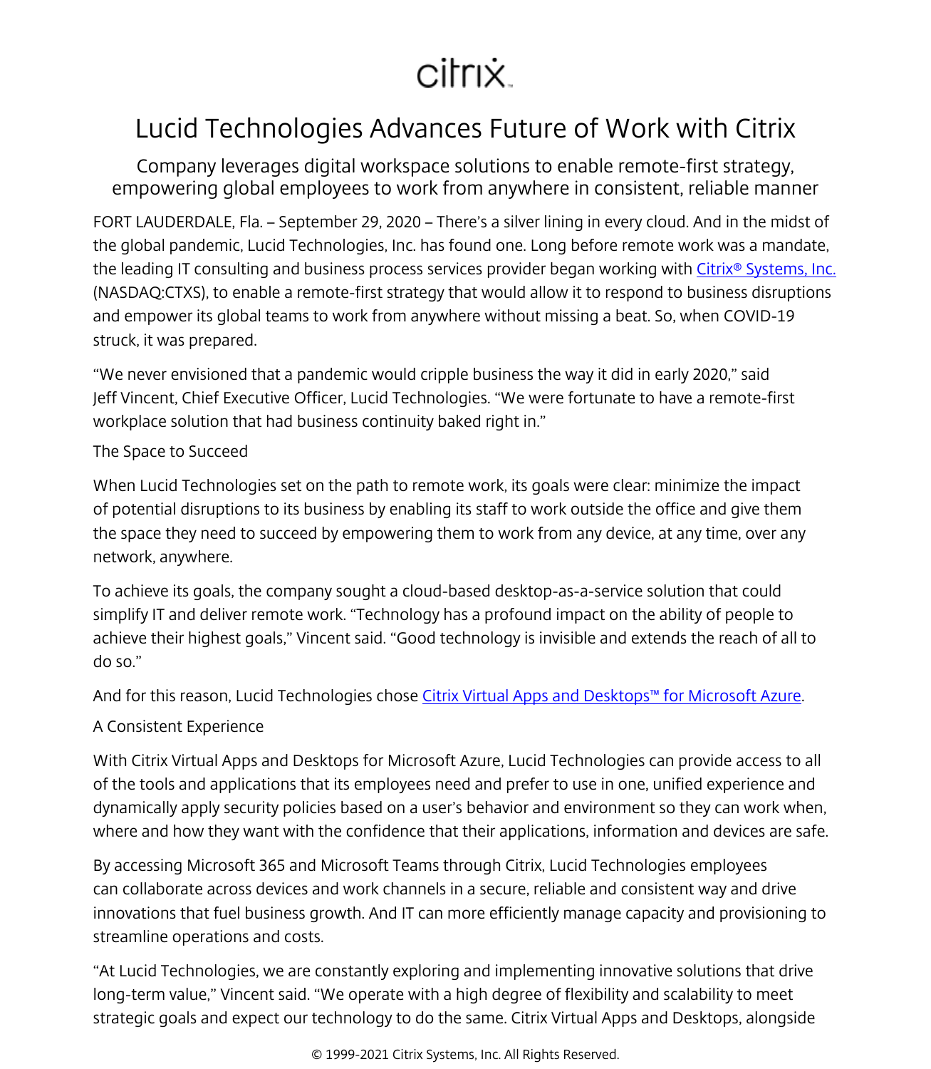citrix

# Lucid Technologies Advances Future of Work with Citrix

## Company leverages digital workspace solutions to enable remote-first strategy, empowering global employees to work from anywhere in consistent, reliable manner

FORT LAUDERDALE, Fla. – September 29, 2020 – There's a silver lining in every cloud. And in the midst of the global pandemic, Lucid Technologies, Inc. has found one. Long before remote work was a mandate, the leading IT consulting and business process services provider began working with [Citrix® Systems, Inc.](#) (NASDAQ:CTXS), to enable a remote-first strategy that would allow it to respond to business disruptions and empower its global teams to work from anywhere without missing a beat. So, when COVID-19 struck, it was prepared.

"We never envisioned that a pandemic would cripple business the way it did in early 2020," said Jeff Vincent, Chief Executive Officer, Lucid Technologies. "We were fortunate to have a remote-first workplace solution that had business continuity baked right in."

### The Space to Succeed

When Lucid Technologies set on the path to remote work, its goals were clear: minimize the impact of potential disruptions to its business by enabling its staff to work outside the office and give them the space they need to succeed by empowering them to work from any device, at any time, over any network, anywhere.

To achieve its goals, the company sought a cloud-based desktop-as-a-service solution that could simplify IT and deliver remote work. "Technology has a profound impact on the ability of people to achieve their highest goals," Vincent said. "Good technology is invisible and extends the reach of all to do so."

And for this reason, Lucid Technologies chose [Citrix Virtual Apps and Desktops™ for Microsoft Azure](#).

### A Consistent Experience

With Citrix Virtual Apps and Desktops for Microsoft Azure, Lucid Technologies can provide access to all of the tools and applications that its employees need and prefer to use in one, unified experience and dynamically apply security policies based on a user's behavior and environment so they can work when, where and how they want with the confidence that their applications, information and devices are safe.

By accessing Microsoft 365 and Microsoft Teams through Citrix, Lucid Technologies employees can collaborate across devices and work channels in a secure, reliable and consistent way and drive innovations that fuel business growth. And IT can more efficiently manage capacity and provisioning to streamline operations and costs.

"At Lucid Technologies, we are constantly exploring and implementing innovative solutions that drive long-term value," Vincent said. "We operate with a high degree of flexibility and scalability to meet strategic goals and expect our technology to do the same. Citrix Virtual Apps and Desktops, alongside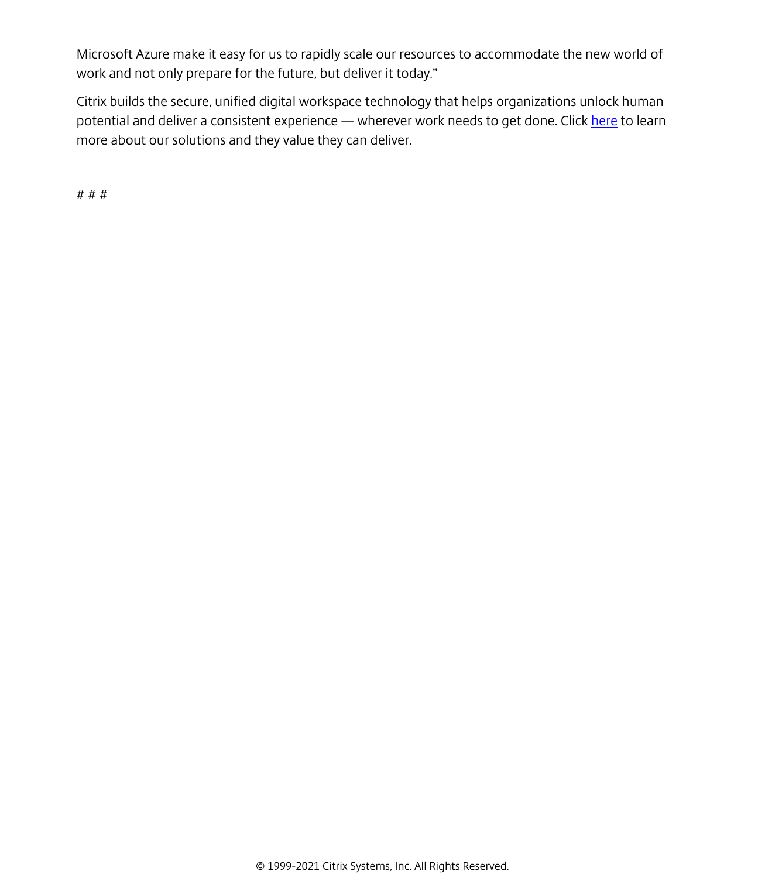Microsoft Azure make it easy for us to rapidly scale our resources to accommodate the new world of work and not only prepare for the future, but deliver it today."

Citrix builds the secure, unified digital workspace technology that helps organizations unlock human potential and deliver a consistent experience — wherever work needs to get done. Click here to learn more about our solutions and they value they can deliver.

# # #

© 1999-2021 Citrix Systems, Inc. All Rights Reserved.